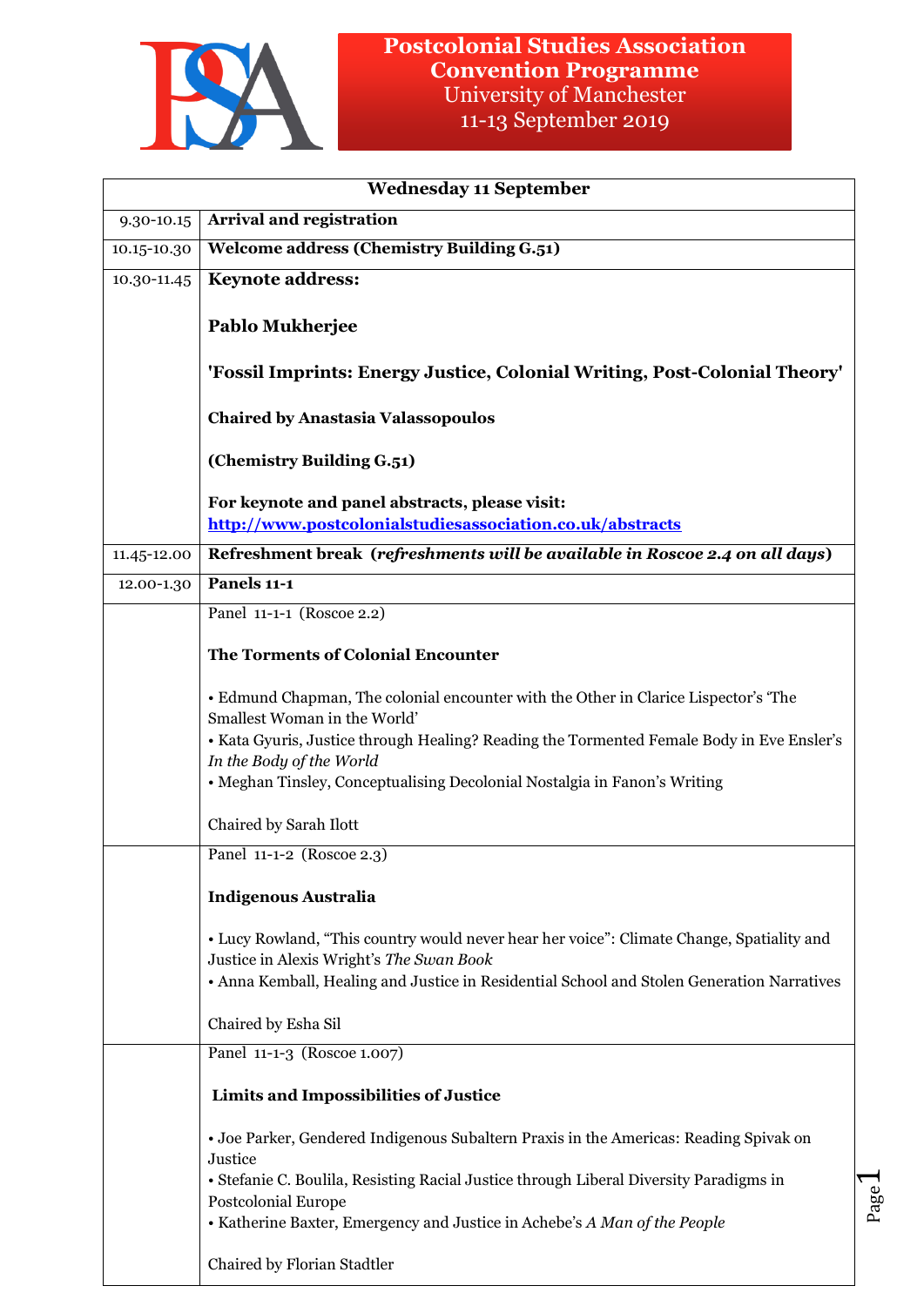# Postcolonial Studies Association Convention Programme

University of Manchester

11-13 September 2019

| Wednesday 11 September | |
|---|---|
| 9.30-10.15 | **Arrival and registration** |
| 10.15-10.30 | **Welcome address (Chemistry Building G.51)** |
| 10.30-11.45 | **Keynote address:**<br><br>**Pablo Mukherjee**<br><br>**'Fossil Imprints: Energy Justice, Colonial Writing, Post-Colonial Theory'**<br><br>**Chaired by Anastasia Valassopoulos**<br><br>**(Chemistry Building G.51)**<br><br>**For keynote and panel abstracts, please visit:** **http://www.postcolonialstudiesassociation.co.uk/abstracts** |
| 11.45-12.00 | **Refreshment break (*refreshments will be available in Roscoe 2.4 on all days*)** |
| 12.00-1.30 | **Panels 11-1** |
| | Panel 11-1-1 (Roscoe 2.2)<br><br>**The Torments of Colonial Encounter**<br><br>• Edmund Chapman, The colonial encounter with the Other in Clarice Lispector's 'The Smallest Woman in the World'<br>• Kata Gyuris, Justice through Healing? Reading the Tormented Female Body in Eve Ensler's *In the Body of the World*<br>• Meghan Tinsley, Conceptualising Decolonial Nostalgia in Fanon's Writing<br><br>Chaired by Sarah Ilott |
| | Panel 11-1-2 (Roscoe 2.3)<br><br>**Indigenous Australia**<br><br>• Lucy Rowland, "This country would never hear her voice": Climate Change, Spatiality and Justice in Alexis Wright's *The Swan Book*<br>• Anna Kemball, Healing and Justice in Residential School and Stolen Generation Narratives<br><br>Chaired by Esha Sil |
| | Panel 11-1-3 (Roscoe 1.007)<br><br>**Limits and Impossibilities of Justice**<br><br>• Joe Parker, Gendered Indigenous Subaltern Praxis in the Americas: Reading Spivak on Justice<br>• Stefanie C. Boulila, Resisting Racial Justice through Liberal Diversity Paradigms in Postcolonial Europe<br>• Katherine Baxter, Emergency and Justice in Achebe's *A Man of the People*<br><br>Chaired by Florian Stadtler |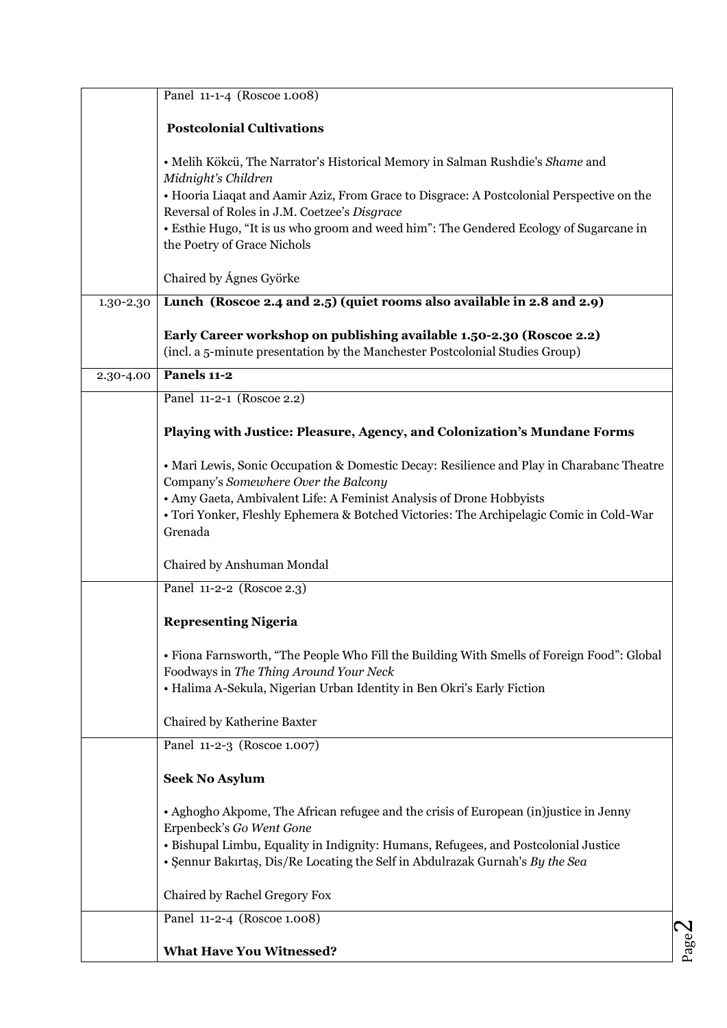| | |
|---|---|
| | Panel 11-1-4 (Roscoe 1.008)<br><br>**Postcolonial Cultivations**<br><br>• Melih Kökcü, The Narrator's Historical Memory in Salman Rushdie's *Shame* and *Midnight's Children*<br>• Hooria Liaqat and Aamir Aziz, From Grace to Disgrace: A Postcolonial Perspective on the Reversal of Roles in J.M. Coetzee's *Disgrace*<br>• Esthie Hugo, "It is us who groom and weed him": The Gendered Ecology of Sugarcane in the Poetry of Grace Nichols<br><br>Chaired by Ágnes Györke |
| 1.30-2.30 | **Lunch (Roscoe 2.4 and 2.5) (quiet rooms also available in 2.8 and 2.9)**<br><br>**Early Career workshop on publishing available 1.50-2.30 (Roscoe 2.2)**<br>(incl. a 5-minute presentation by the Manchester Postcolonial Studies Group) |
| 2.30-4.00 | **Panels 11-2** |
| | Panel 11-2-1 (Roscoe 2.2)<br><br>**Playing with Justice: Pleasure, Agency, and Colonization's Mundane Forms**<br><br>• Mari Lewis, Sonic Occupation & Domestic Decay: Resilience and Play in Charabanc Theatre Company's *Somewhere Over the Balcony*<br>• Amy Gaeta, Ambivalent Life: A Feminist Analysis of Drone Hobbyists<br>• Tori Yonker, Fleshly Ephemera & Botched Victories: The Archipelagic Comic in Cold-War Grenada<br><br>Chaired by Anshuman Mondal |
| | Panel 11-2-2 (Roscoe 2.3)<br><br>**Representing Nigeria**<br><br>• Fiona Farnsworth, "The People Who Fill the Building With Smells of Foreign Food": Global Foodways in *The Thing Around Your Neck*<br>• Halima A-Sekula, Nigerian Urban Identity in Ben Okri's Early Fiction<br><br>Chaired by Katherine Baxter |
| | Panel 11-2-3 (Roscoe 1.007)<br><br>**Seek No Asylum**<br><br>• Aghogho Akpome, The African refugee and the crisis of European (in)justice in Jenny Erpenbeck's *Go Went Gone*<br>• Bishupal Limbu, Equality in Indignity: Humans, Refugees, and Postcolonial Justice<br>• Şennur Bakırtaş, Dis/Re Locating the Self in Abdulrazak Gurnah's *By the Sea*<br><br>Chaired by Rachel Gregory Fox |
| | Panel 11-2-4 (Roscoe 1.008)<br><br>**What Have You Witnessed?** |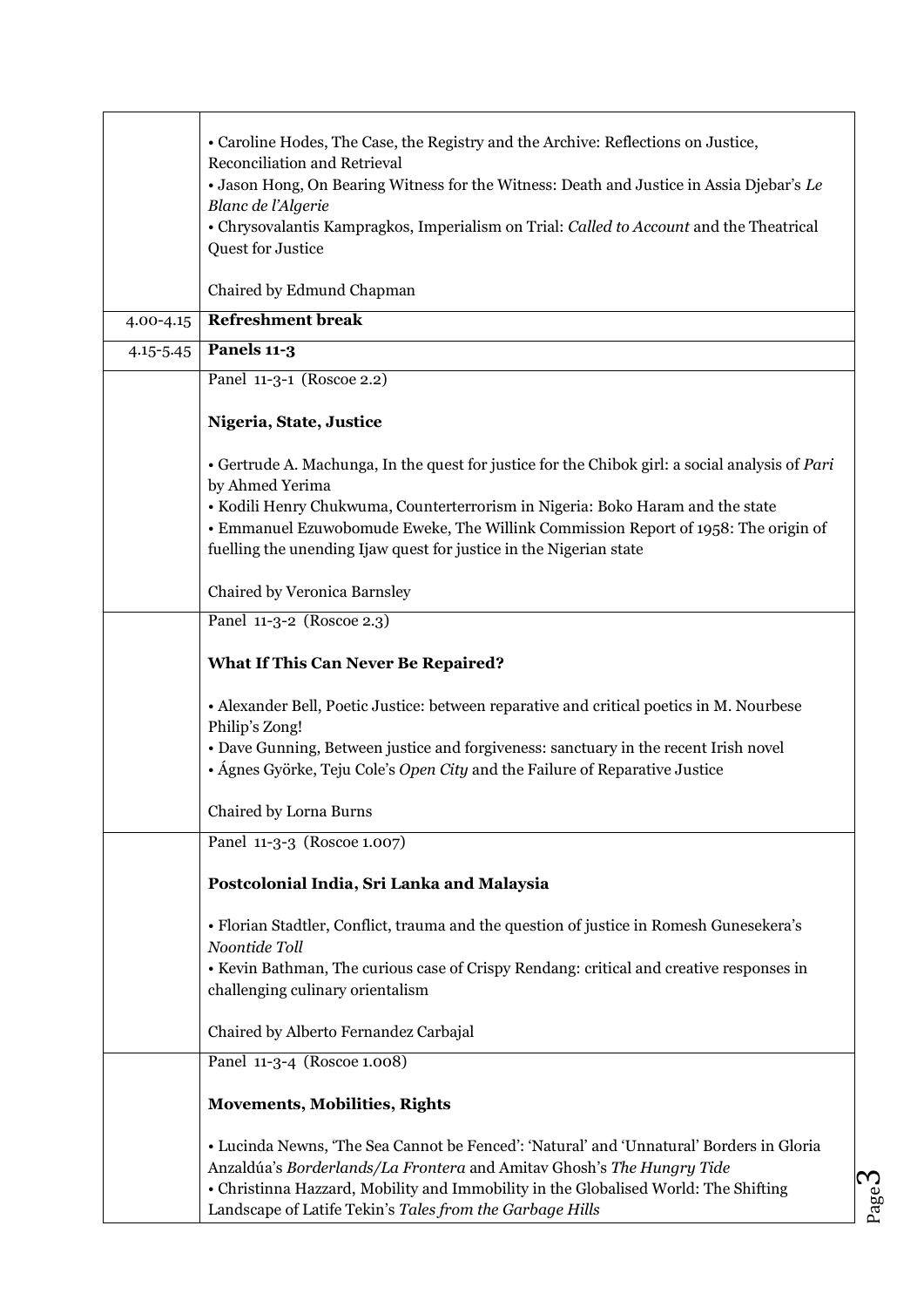| | |
|---|---|
| | • Caroline Hodes, The Case, the Registry and the Archive: Reflections on Justice, Reconciliation and Retrieval<br>• Jason Hong, On Bearing Witness for the Witness: Death and Justice in Assia Djebar's *Le Blanc de l'Algerie*<br>• Chrysovalantis Kampragkos, Imperialism on Trial: *Called to Account* and the Theatrical Quest for Justice<br><br>Chaired by Edmund Chapman |
| 4.00-4.15 | **Refreshment break** |
| 4.15-5.45 | **Panels 11-3** |
| | Panel 11-3-1 (Roscoe 2.2)<br><br>**Nigeria, State, Justice**<br><br>• Gertrude A. Machunga, In the quest for justice for the Chibok girl: a social analysis of *Pari* by Ahmed Yerima<br>• Kodili Henry Chukwuma, Counterterrorism in Nigeria: Boko Haram and the state<br>• Emmanuel Ezuwobomude Eweke, The Willink Commission Report of 1958: The origin of fuelling the unending Ijaw quest for justice in the Nigerian state<br><br>Chaired by Veronica Barnsley |
| | Panel 11-3-2 (Roscoe 2.3)<br><br>**What If This Can Never Be Repaired?**<br><br>• Alexander Bell, Poetic Justice: between reparative and critical poetics in M. Nourbese Philip's Zong!<br>• Dave Gunning, Between justice and forgiveness: sanctuary in the recent Irish novel<br>• Ágnes Györke, Teju Cole's *Open City* and the Failure of Reparative Justice<br><br>Chaired by Lorna Burns |
| | Panel 11-3-3 (Roscoe 1.007)<br><br>**Postcolonial India, Sri Lanka and Malaysia**<br><br>• Florian Stadtler, Conflict, trauma and the question of justice in Romesh Gunesekera's *Noontide Toll*<br>• Kevin Bathman, The curious case of Crispy Rendang: critical and creative responses in challenging culinary orientalism<br><br>Chaired by Alberto Fernandez Carbajal |
| | Panel 11-3-4 (Roscoe 1.008)<br><br>**Movements, Mobilities, Rights**<br><br>• Lucinda Newns, 'The Sea Cannot be Fenced': 'Natural' and 'Unnatural' Borders in Gloria Anzaldúa's *Borderlands/La Frontera* and Amitav Ghosh's *The Hungry Tide*<br>• Christinna Hazzard, Mobility and Immobility in the Globalised World: The Shifting Landscape of Latife Tekin's *Tales from the Garbage Hills* |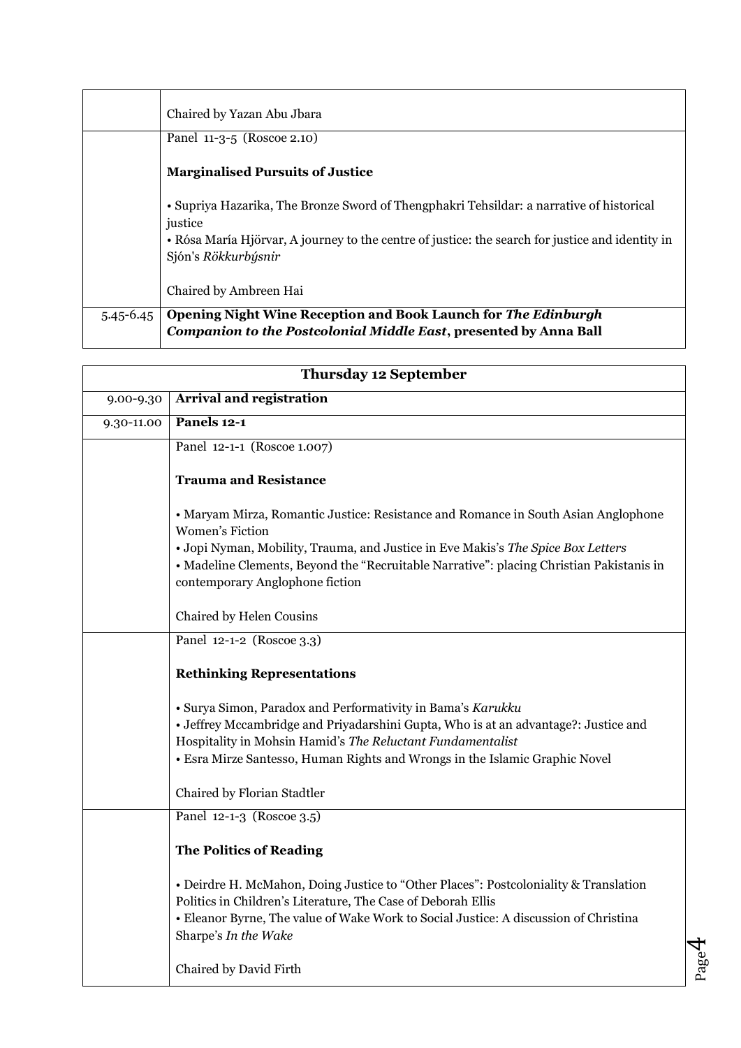| | |
|---|---|
| | Chaired by Yazan Abu Jbara |
| | Panel 11-3-5 (Roscoe 2.10)<br><br>**Marginalised Pursuits of Justice**<br><br>• Supriya Hazarika, The Bronze Sword of Thengphakri Tehsildar: a narrative of historical justice<br>• Rósa María Hjörvar, A journey to the centre of justice: the search for justice and identity in Sjón's *Rökkurbýsnir*<br><br>Chaired by Ambreen Hai |
| 5.45-6.45 | **Opening Night Wine Reception and Book Launch for *The Edinburgh Companion to the Postcolonial Middle East*, presented by Anna Ball** |

| **Thursday 12 September** | |
|---|---|
| 9.00-9.30 | **Arrival and registration** |
| 9.30-11.00 | **Panels 12-1** |
| | Panel 12-1-1 (Roscoe 1.007)<br><br>**Trauma and Resistance**<br><br>• Maryam Mirza, Romantic Justice: Resistance and Romance in South Asian Anglophone Women's Fiction<br>• Jopi Nyman, Mobility, Trauma, and Justice in Eve Makis's *The Spice Box Letters*<br>• Madeline Clements, Beyond the "Recruitable Narrative": placing Christian Pakistanis in contemporary Anglophone fiction<br><br>Chaired by Helen Cousins |
| | Panel 12-1-2 (Roscoe 3.3)<br><br>**Rethinking Representations**<br><br>• Surya Simon, Paradox and Performativity in Bama's *Karukku*<br>• Jeffrey Mccambridge and Priyadarshini Gupta, Who is at an advantage?: Justice and Hospitality in Mohsin Hamid's *The Reluctant Fundamentalist*<br>• Esra Mirze Santesso, Human Rights and Wrongs in the Islamic Graphic Novel<br><br>Chaired by Florian Stadtler |
| | Panel 12-1-3 (Roscoe 3.5)<br><br>**The Politics of Reading**<br><br>• Deirdre H. McMahon, Doing Justice to "Other Places": Postcoloniality & Translation Politics in Children's Literature, The Case of Deborah Ellis<br>• Eleanor Byrne, The value of Wake Work to Social Justice: A discussion of Christina Sharpe's *In the Wake*<br><br>Chaired by David Firth |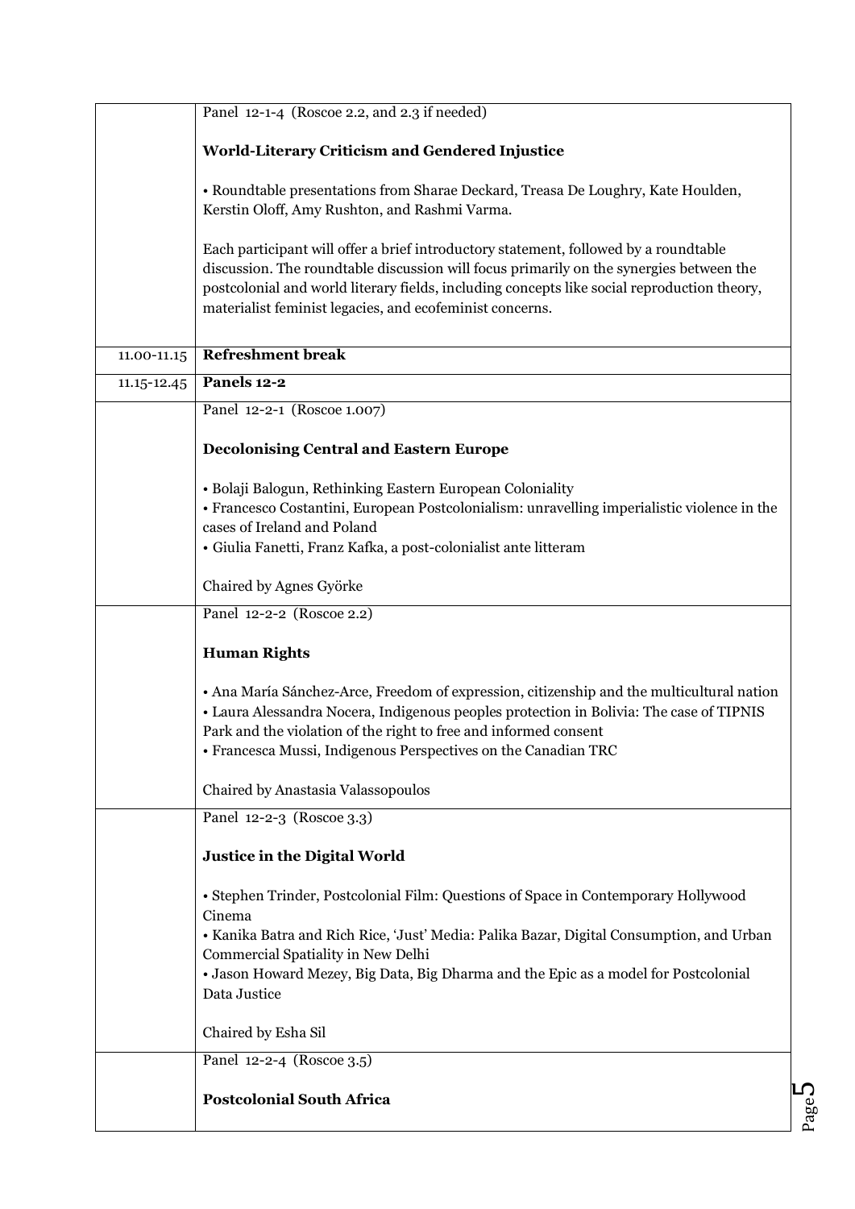| | |
|---|---|
| | Panel 12-1-4 (Roscoe 2.2, and 2.3 if needed)<br><br>**World-Literary Criticism and Gendered Injustice**<br><br>• Roundtable presentations from Sharae Deckard, Treasa De Loughry, Kate Houlden, Kerstin Oloff, Amy Rushton, and Rashmi Varma.<br><br>Each participant will offer a brief introductory statement, followed by a roundtable discussion. The roundtable discussion will focus primarily on the synergies between the postcolonial and world literary fields, including concepts like social reproduction theory, materialist feminist legacies, and ecofeminist concerns. |
| 11.00-11.15 | **Refreshment break** |
| 11.15-12.45 | **Panels 12-2** |
| | Panel 12-2-1 (Roscoe 1.007)<br><br>**Decolonising Central and Eastern Europe**<br><br>• Bolaji Balogun, Rethinking Eastern European Coloniality<br>• Francesco Costantini, European Postcolonialism: unravelling imperialistic violence in the cases of Ireland and Poland<br>• Giulia Fanetti, Franz Kafka, a post-colonialist ante litteram<br><br>Chaired by Agnes Györke |
| | Panel 12-2-2 (Roscoe 2.2)<br><br>**Human Rights**<br><br>• Ana María Sánchez-Arce, Freedom of expression, citizenship and the multicultural nation<br>• Laura Alessandra Nocera, Indigenous peoples protection in Bolivia: The case of TIPNIS Park and the violation of the right to free and informed consent<br>• Francesca Mussi, Indigenous Perspectives on the Canadian TRC<br><br>Chaired by Anastasia Valassopoulos |
| | Panel 12-2-3 (Roscoe 3.3)<br><br>**Justice in the Digital World**<br><br>• Stephen Trinder, Postcolonial Film: Questions of Space in Contemporary Hollywood Cinema<br>• Kanika Batra and Rich Rice, 'Just' Media: Palika Bazar, Digital Consumption, and Urban Commercial Spatiality in New Delhi<br>• Jason Howard Mezey, Big Data, Big Dharma and the Epic as a model for Postcolonial Data Justice<br><br>Chaired by Esha Sil |
| | Panel 12-2-4 (Roscoe 3.5)<br><br>**Postcolonial South Africa** |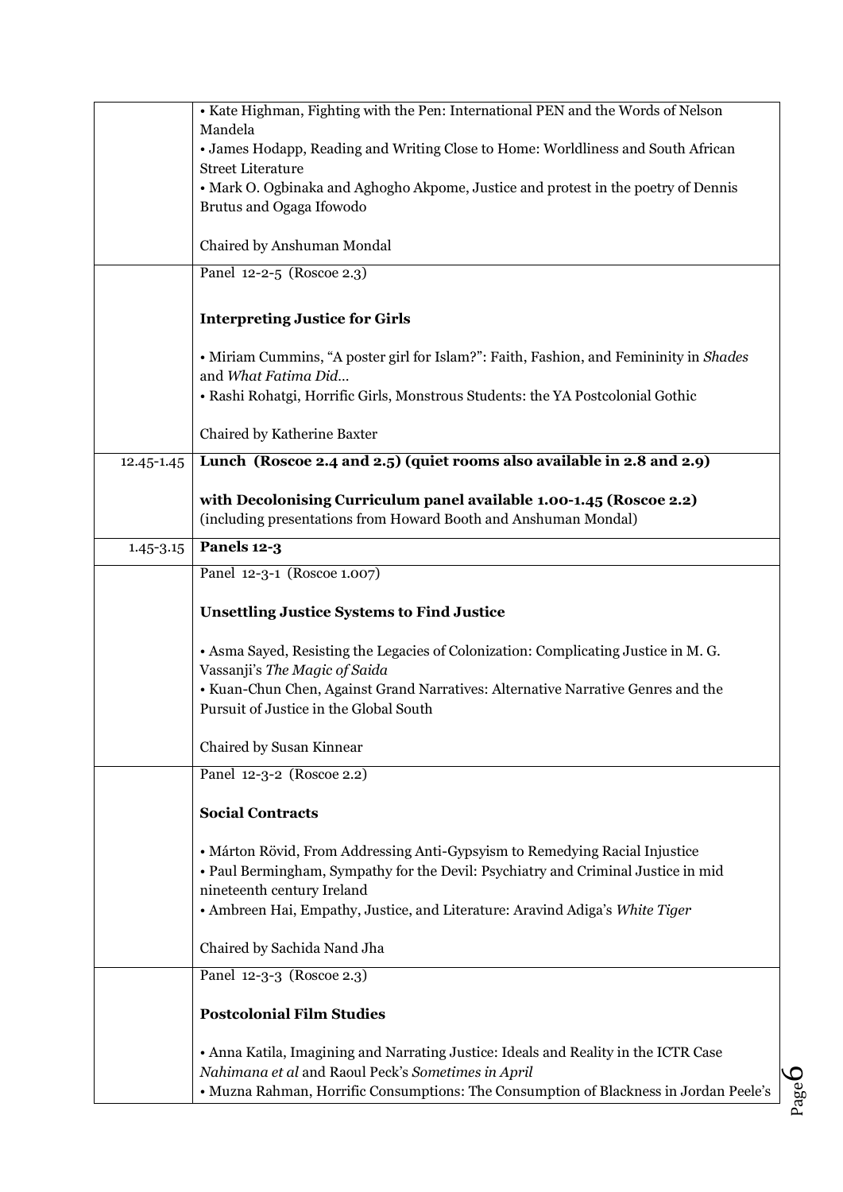| | |
|---|---|
| | • Kate Highman, Fighting with the Pen: International PEN and the Words of Nelson Mandela<br>• James Hodapp, Reading and Writing Close to Home: Worldliness and South African Street Literature<br>• Mark O. Ogbinaka and Aghogho Akpome, Justice and protest in the poetry of Dennis Brutus and Ogaga Ifowodo<br><br>Chaired by Anshuman Mondal |
| | Panel 12-2-5 (Roscoe 2.3)<br><br>**Interpreting Justice for Girls**<br><br>• Miriam Cummins, "A poster girl for Islam?": Faith, Fashion, and Femininity in *Shades* and *What Fatima Did…*<br>• Rashi Rohatgi, Horrific Girls, Monstrous Students: the YA Postcolonial Gothic<br><br>Chaired by Katherine Baxter |
| 12.45-1.45 | **Lunch (Roscoe 2.4 and 2.5) (quiet rooms also available in 2.8 and 2.9)**<br><br>**with Decolonising Curriculum panel available 1.00-1.45 (Roscoe 2.2)**<br>(including presentations from Howard Booth and Anshuman Mondal) |
| 1.45-3.15 | **Panels 12-3** |
| | Panel 12-3-1 (Roscoe 1.007)<br><br>**Unsettling Justice Systems to Find Justice**<br><br>• Asma Sayed, Resisting the Legacies of Colonization: Complicating Justice in M. G. Vassanji's *The Magic of Saida*<br>• Kuan-Chun Chen, Against Grand Narratives: Alternative Narrative Genres and the Pursuit of Justice in the Global South<br><br>Chaired by Susan Kinnear |
| | Panel 12-3-2 (Roscoe 2.2)<br><br>**Social Contracts**<br><br>• Márton Rövid, From Addressing Anti-Gypsyism to Remedying Racial Injustice<br>• Paul Bermingham, Sympathy for the Devil: Psychiatry and Criminal Justice in mid nineteenth century Ireland<br>• Ambreen Hai, Empathy, Justice, and Literature: Aravind Adiga's *White Tiger*<br><br>Chaired by Sachida Nand Jha |
| | Panel 12-3-3 (Roscoe 2.3)<br><br>**Postcolonial Film Studies**<br><br>• Anna Katila, Imagining and Narrating Justice: Ideals and Reality in the ICTR Case *Nahimana et al* and Raoul Peck's *Sometimes in April*<br>• Muzna Rahman, Horrific Consumptions: The Consumption of Blackness in Jordan Peele's |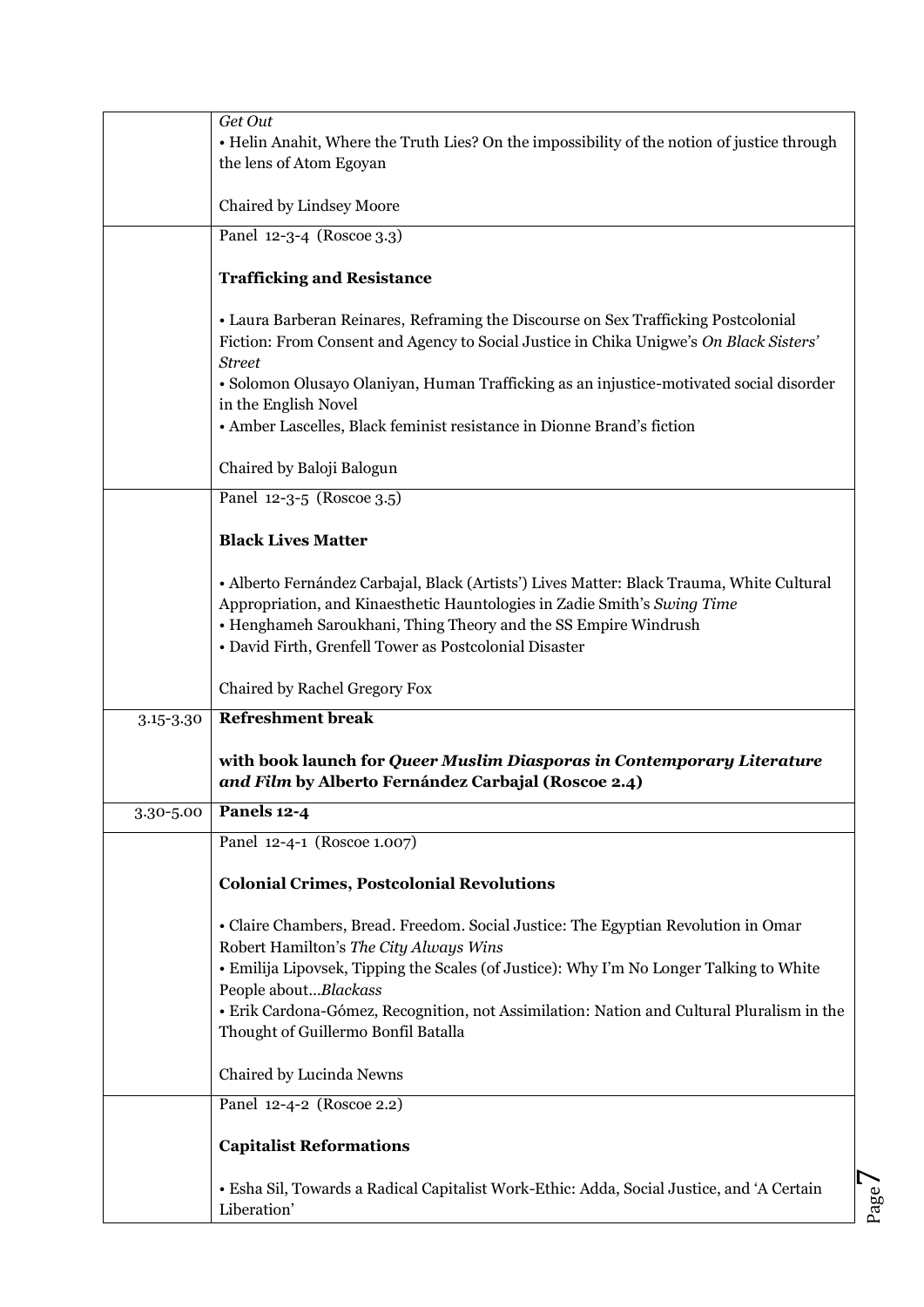| | |
|---|---|
| | *Get Out*<br>• Helin Anahit, Where the Truth Lies? On the impossibility of the notion of justice through the lens of Atom Egoyan<br><br>Chaired by Lindsey Moore |
| | Panel 12-3-4 (Roscoe 3.3)<br><br>**Trafficking and Resistance**<br><br>• Laura Barberan Reinares, Reframing the Discourse on Sex Trafficking Postcolonial Fiction: From Consent and Agency to Social Justice in Chika Unigwe's *On Black Sisters' Street*<br>• Solomon Olusayo Olaniyan, Human Trafficking as an injustice-motivated social disorder in the English Novel<br>• Amber Lascelles, Black feminist resistance in Dionne Brand's fiction<br><br>Chaired by Baloji Balogun |
| | Panel 12-3-5 (Roscoe 3.5)<br><br>**Black Lives Matter**<br><br>• Alberto Fernández Carbajal, Black (Artists') Lives Matter: Black Trauma, White Cultural Appropriation, and Kinaesthetic Hauntologies in Zadie Smith's *Swing Time*<br>• Henghameh Saroukhani, Thing Theory and the SS Empire Windrush<br>• David Firth, Grenfell Tower as Postcolonial Disaster<br><br>Chaired by Rachel Gregory Fox |
| 3.15-3.30 | **Refreshment break**<br><br>**with book launch for *Queer Muslim Diasporas in Contemporary Literature and Film* by Alberto Fernández Carbajal (Roscoe 2.4)** |
| 3.30-5.00 | **Panels 12-4** |
| | Panel 12-4-1 (Roscoe 1.007)<br><br>**Colonial Crimes, Postcolonial Revolutions**<br><br>• Claire Chambers, Bread. Freedom. Social Justice: The Egyptian Revolution in Omar Robert Hamilton's *The City Always Wins*<br>• Emilija Lipovsek, Tipping the Scales (of Justice): Why I'm No Longer Talking to White People about…*Blackass*<br>• Erik Cardona-Gómez, Recognition, not Assimilation: Nation and Cultural Pluralism in the Thought of Guillermo Bonfil Batalla<br><br>Chaired by Lucinda Newns |
| | Panel 12-4-2 (Roscoe 2.2)<br><br>**Capitalist Reformations**<br><br>• Esha Sil, Towards a Radical Capitalist Work-Ethic: Adda, Social Justice, and 'A Certain Liberation' |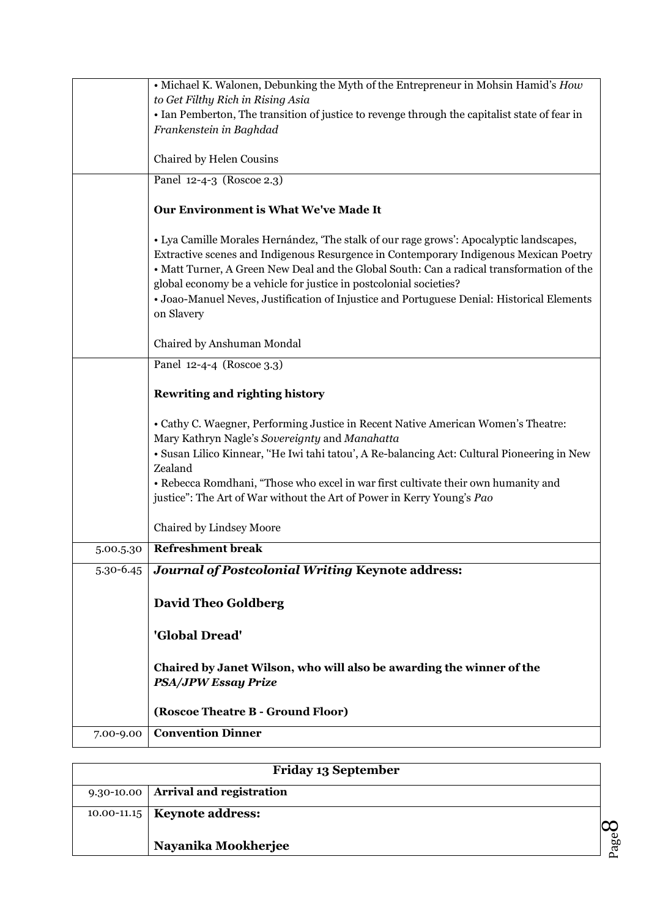| | |
|---|---|
| | • Michael K. Walonen, Debunking the Myth of the Entrepreneur in Mohsin Hamid's *How to Get Filthy Rich in Rising Asia*<br>• Ian Pemberton, The transition of justice to revenge through the capitalist state of fear in *Frankenstein in Baghdad*<br><br>Chaired by Helen Cousins |
| | Panel 12-4-3 (Roscoe 2.3)<br><br>**Our Environment is What We've Made It**<br><br>• Lya Camille Morales Hernández, 'The stalk of our rage grows': Apocalyptic landscapes, Extractive scenes and Indigenous Resurgence in Contemporary Indigenous Mexican Poetry<br>• Matt Turner, A Green New Deal and the Global South: Can a radical transformation of the global economy be a vehicle for justice in postcolonial societies?<br>• Joao-Manuel Neves, Justification of Injustice and Portuguese Denial: Historical Elements on Slavery<br><br>Chaired by Anshuman Mondal |
| | Panel 12-4-4 (Roscoe 3.3)<br><br>**Rewriting and righting history**<br><br>• Cathy C. Waegner, Performing Justice in Recent Native American Women's Theatre: Mary Kathryn Nagle's *Sovereignty* and *Manahatta*<br>• Susan Lilico Kinnear, ''He Iwi tahi tatou', A Re-balancing Act: Cultural Pioneering in New Zealand<br>• Rebecca Romdhani, "Those who excel in war first cultivate their own humanity and justice": The Art of War without the Art of Power in Kerry Young's *Pao*<br><br>Chaired by Lindsey Moore |
| 5.00.5.30 | **Refreshment break** |
| 5.30-6.45 | ***Journal of Postcolonial Writing* Keynote address:**<br><br>**David Theo Goldberg**<br><br>**'Global Dread'**<br><br>**Chaired by Janet Wilson, who will also be awarding the winner of the *PSA/JPW Essay Prize***<br><br>**(Roscoe Theatre B - Ground Floor)** |
| 7.00-9.00 | **Convention Dinner** |

| **Friday 13 September** | |
|---|---|
| 9.30-10.00 | **Arrival and registration** |
| 10.00-11.15 | **Keynote address:**<br><br>**Nayanika Mookherjee** |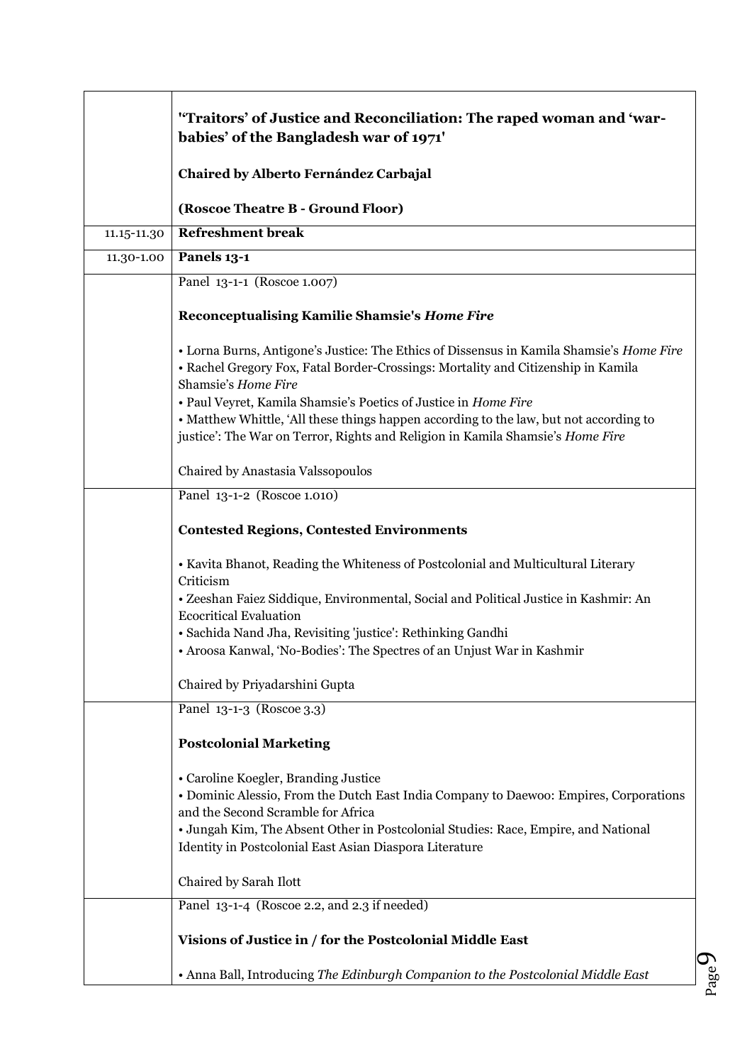| | |
|---|---|
| | **'‘Traitors’ of Justice and Reconciliation: The raped woman and ‘war-babies’ of the Bangladesh war of 1971'**<br><br>**Chaired by Alberto Fernández Carbajal**<br><br>**(Roscoe Theatre B - Ground Floor)** |
| 11.15-11.30 | **Refreshment break** |
| 11.30-1.00 | **Panels 13-1** |
| | Panel 13-1-1 (Roscoe 1.007)<br><br>**Reconceptualising Kamilie Shamsie's *Home Fire***<br><br>• Lorna Burns, Antigone’s Justice: The Ethics of Dissensus in Kamila Shamsie’s *Home Fire*<br>• Rachel Gregory Fox, Fatal Border-Crossings: Mortality and Citizenship in Kamila Shamsie’s *Home Fire*<br>• Paul Veyret, Kamila Shamsie’s Poetics of Justice in *Home Fire*<br>• Matthew Whittle, ‘All these things happen according to the law, but not according to justice’: The War on Terror, Rights and Religion in Kamila Shamsie’s *Home Fire*<br><br>Chaired by Anastasia Valssopoulos |
| | Panel 13-1-2 (Roscoe 1.010)<br><br>**Contested Regions, Contested Environments**<br><br>• Kavita Bhanot, Reading the Whiteness of Postcolonial and Multicultural Literary Criticism<br>• Zeeshan Faiez Siddique, Environmental, Social and Political Justice in Kashmir: An Ecocritical Evaluation<br>• Sachida Nand Jha, Revisiting 'justice': Rethinking Gandhi<br>• Aroosa Kanwal, ‘No-Bodies’: The Spectres of an Unjust War in Kashmir<br><br>Chaired by Priyadarshini Gupta |
| | Panel 13-1-3 (Roscoe 3.3)<br><br>**Postcolonial Marketing**<br><br>• Caroline Koegler, Branding Justice<br>• Dominic Alessio, From the Dutch East India Company to Daewoo: Empires, Corporations and the Second Scramble for Africa<br>• Jungah Kim, The Absent Other in Postcolonial Studies: Race, Empire, and National Identity in Postcolonial East Asian Diaspora Literature<br><br>Chaired by Sarah Ilott |
| | Panel 13-1-4 (Roscoe 2.2, and 2.3 if needed)<br><br>**Visions of Justice in / for the Postcolonial Middle East**<br><br>• Anna Ball, Introducing *The Edinburgh Companion to the Postcolonial Middle East* |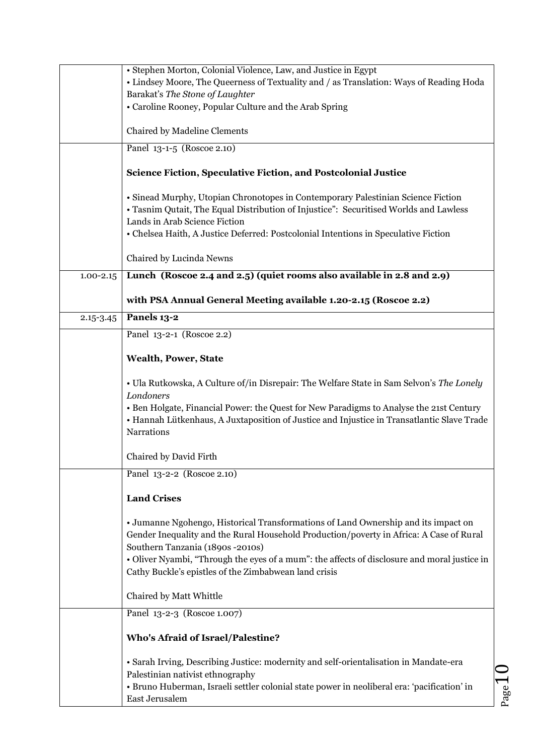| | |
|---|---|
| | • Stephen Morton, Colonial Violence, Law, and Justice in Egypt<br>• Lindsey Moore, The Queerness of Textuality and / as Translation: Ways of Reading Hoda Barakat's *The Stone of Laughter*<br>• Caroline Rooney, Popular Culture and the Arab Spring<br><br>Chaired by Madeline Clements |
| | Panel 13-1-5 (Roscoe 2.10)<br><br>**Science Fiction, Speculative Fiction, and Postcolonial Justice**<br><br>• Sinead Murphy, Utopian Chronotopes in Contemporary Palestinian Science Fiction<br>• Tasnim Qutait, The Equal Distribution of Injustice": Securitised Worlds and Lawless Lands in Arab Science Fiction<br>• Chelsea Haith, A Justice Deferred: Postcolonial Intentions in Speculative Fiction<br><br>Chaired by Lucinda Newns |
| 1.00-2.15 | **Lunch (Roscoe 2.4 and 2.5) (quiet rooms also available in 2.8 and 2.9)**<br><br>**with PSA Annual General Meeting available 1.20-2.15 (Roscoe 2.2)** |
| 2.15-3.45 | **Panels 13-2** |
| | Panel 13-2-1 (Roscoe 2.2)<br><br>**Wealth, Power, State**<br><br>• Ula Rutkowska, A Culture of/in Disrepair: The Welfare State in Sam Selvon's *The Lonely Londoners*<br>• Ben Holgate, Financial Power: the Quest for New Paradigms to Analyse the 21st Century<br>• Hannah Lütkenhaus, A Juxtaposition of Justice and Injustice in Transatlantic Slave Trade Narrations<br><br>Chaired by David Firth |
| | Panel 13-2-2 (Roscoe 2.10)<br><br>**Land Crises**<br><br>• Jumanne Ngohengo, Historical Transformations of Land Ownership and its impact on Gender Inequality and the Rural Household Production/poverty in Africa: A Case of Rural Southern Tanzania (1890s -2010s)<br>• Oliver Nyambi, "Through the eyes of a mum": the affects of disclosure and moral justice in Cathy Buckle's epistles of the Zimbabwean land crisis<br><br>Chaired by Matt Whittle |
| | Panel 13-2-3 (Roscoe 1.007)<br><br>**Who's Afraid of Israel/Palestine?**<br><br>• Sarah Irving, Describing Justice: modernity and self-orientalisation in Mandate-era Palestinian nativist ethnography<br>• Bruno Huberman, Israeli settler colonial state power in neoliberal era: 'pacification' in East Jerusalem |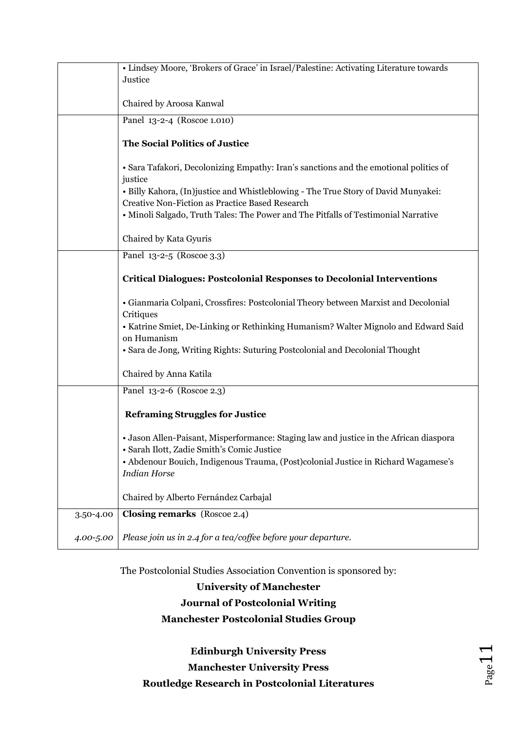| | |
|---|---|
| | • Lindsey Moore, 'Brokers of Grace' in Israel/Palestine: Activating Literature towards Justice<br><br>Chaired by Aroosa Kanwal |
| | Panel 13-2-4 (Roscoe 1.010)<br><br>**The Social Politics of Justice**<br><br>• Sara Tafakori, Decolonizing Empathy: Iran's sanctions and the emotional politics of justice<br>• Billy Kahora, (In)justice and Whistleblowing - The True Story of David Munyakei: Creative Non-Fiction as Practice Based Research<br>• Minoli Salgado, Truth Tales: The Power and The Pitfalls of Testimonial Narrative<br><br>Chaired by Kata Gyuris |
| | Panel 13-2-5 (Roscoe 3.3)<br><br>**Critical Dialogues: Postcolonial Responses to Decolonial Interventions**<br><br>• Gianmaria Colpani, Crossfires: Postcolonial Theory between Marxist and Decolonial Critiques<br>• Katrine Smiet, De-Linking or Rethinking Humanism? Walter Mignolo and Edward Said on Humanism<br>• Sara de Jong, Writing Rights: Suturing Postcolonial and Decolonial Thought<br><br>Chaired by Anna Katila |
| | Panel 13-2-6 (Roscoe 2.3)<br><br>**Reframing Struggles for Justice**<br><br>• Jason Allen-Paisant, Misperformance: Staging law and justice in the African diaspora<br>• Sarah Ilott, Zadie Smith's Comic Justice<br>• Abdenour Bouich, Indigenous Trauma, (Post)colonial Justice in Richard Wagamese's *Indian Horse*<br><br>Chaired by Alberto Fernández Carbajal |
| 3.50-4.00<br><br>*4.00-5.00* | **Closing remarks** (Roscoe 2.4)<br><br>*Please join us in 2.4 for a tea/coffee before your departure.* |

The Postcolonial Studies Association Convention is sponsored by:

**University of Manchester**

**Journal of Postcolonial Writing**

**Manchester Postcolonial Studies Group**

**Edinburgh University Press**

**Manchester University Press**

**Routledge Research in Postcolonial Literatures**